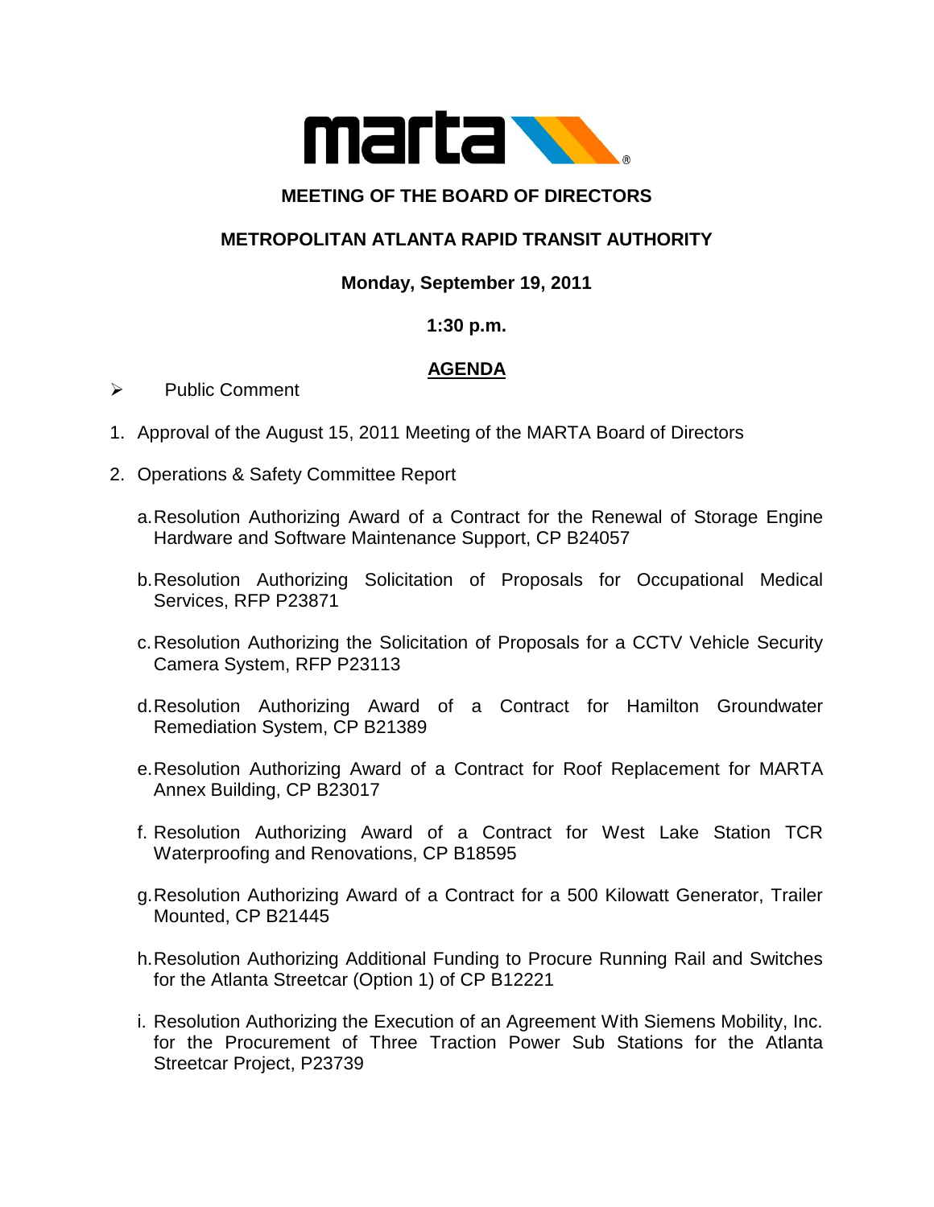# MEETING OF THE BOARD OF DIRECTORS

## METROPOLITAN ATLANTA RAPID TRANSIT AUTHORITY

**Monday, September 19, 2011**

**1:30 p.m.**

**AGENDA**

- Public Comment

1. Approval of the August 15, 2011 Meeting of the MARTA Board of Directors

2. Operations & Safety Committee Report

   a. Resolution Authorizing Award of a Contract for the Renewal of Storage Engine Hardware and Software Maintenance Support, CP B24057

   b. Resolution Authorizing Solicitation of Proposals for Occupational Medical Services, RFP P23871

   c. Resolution Authorizing the Solicitation of Proposals for a CCTV Vehicle Security Camera System, RFP P23113

   d. Resolution Authorizing Award of a Contract for Hamilton Groundwater Remediation System, CP B21389

   e. Resolution Authorizing Award of a Contract for Roof Replacement for MARTA Annex Building, CP B23017

   f. Resolution Authorizing Award of a Contract for West Lake Station TCR Waterproofing and Renovations, CP B18595

   g. Resolution Authorizing Award of a Contract for a 500 Kilowatt Generator, Trailer Mounted, CP B21445

   h. Resolution Authorizing Additional Funding to Procure Running Rail and Switches for the Atlanta Streetcar (Option 1) of CP B12221

   i. Resolution Authorizing the Execution of an Agreement With Siemens Mobility, Inc. for the Procurement of Three Traction Power Sub Stations for the Atlanta Streetcar Project, P23739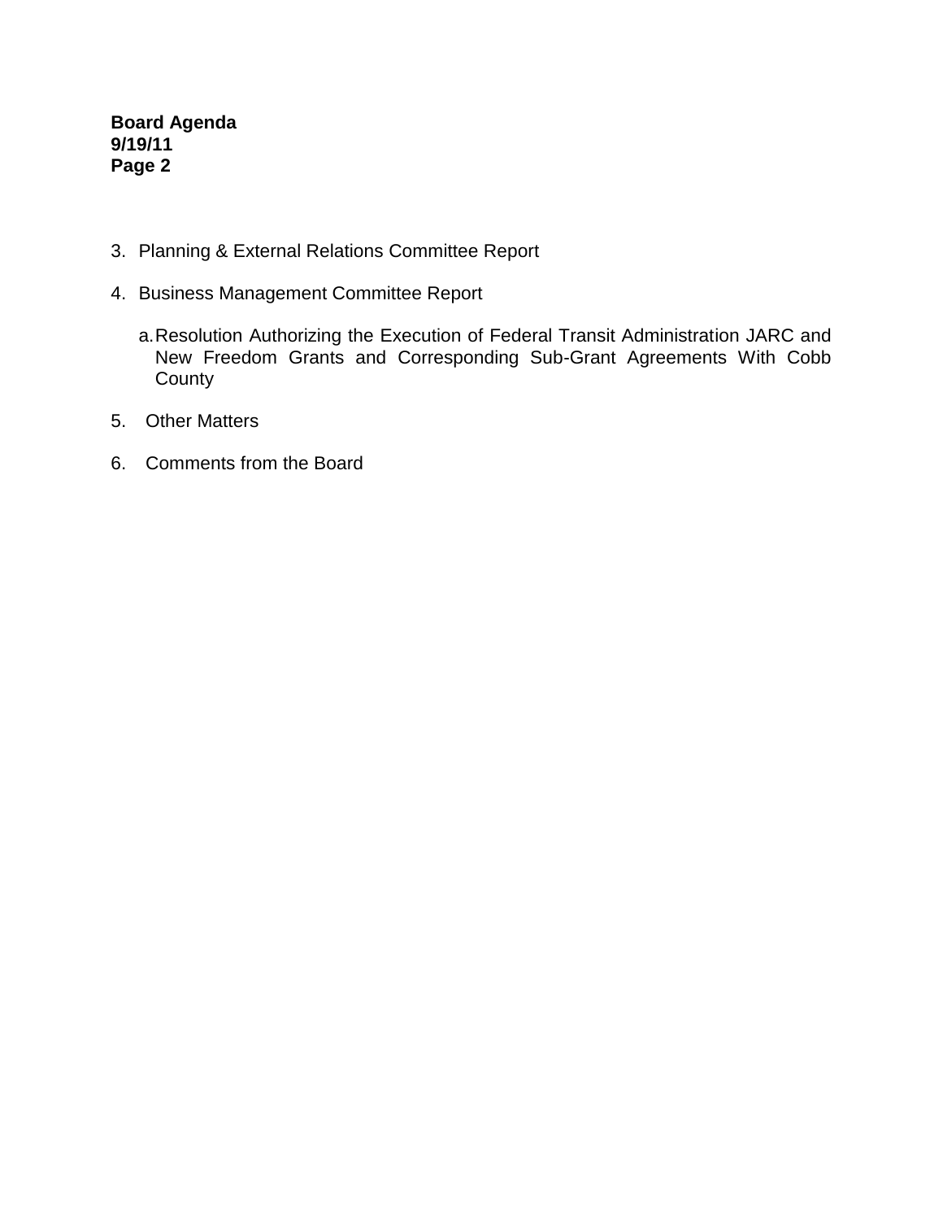3. Planning & External Relations Committee Report

4. Business Management Committee Report

    a. Resolution Authorizing the Execution of Federal Transit Administration JARC and New Freedom Grants and Corresponding Sub-Grant Agreements With Cobb County

5. Other Matters

6. Comments from the Board